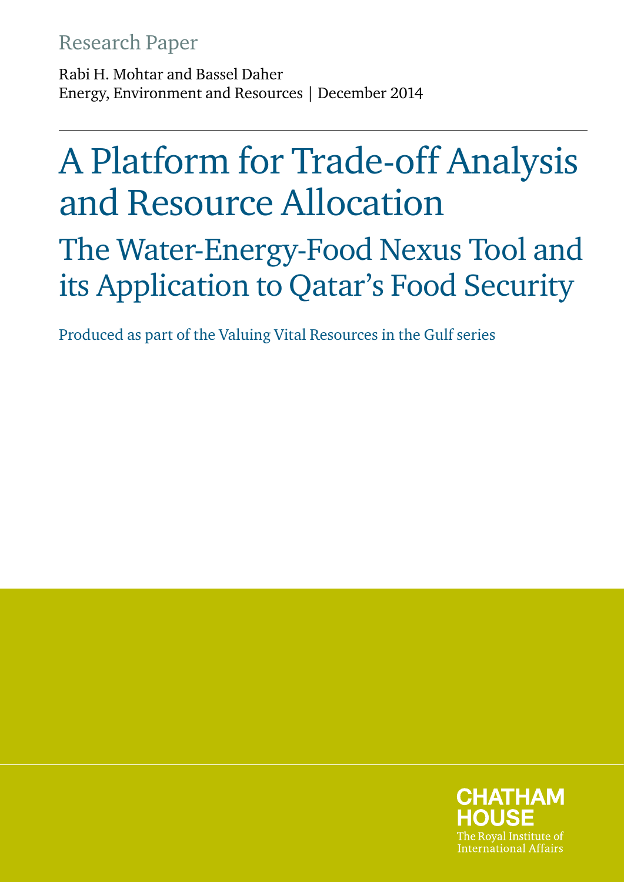Research Paper

Rabi H. Mohtar and Bassel Daher

Energy, Environment and Resources | December 2014

# A Platform for Trade-off Analysis and Resource Allocation

## The Water-Energy-Food Nexus Tool and its Application to Qatar's Food Security

Produced as part of the Valuing Vital Resources in the Gulf series

CHATHAM HOUSE

The Royal Institute of International Affairs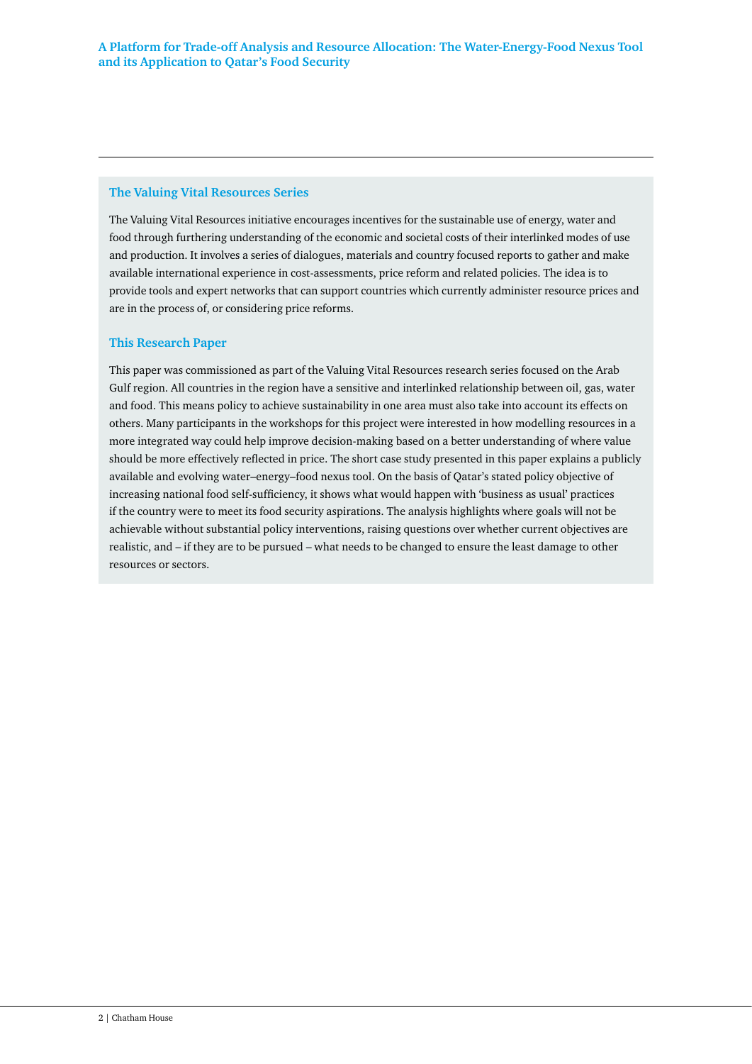## The Valuing Vital Resources Series

The Valuing Vital Resources initiative encourages incentives for the sustainable use of energy, water and food through furthering understanding of the economic and societal costs of their interlinked modes of use and production. It involves a series of dialogues, materials and country focused reports to gather and make available international experience in cost-assessments, price reform and related policies. The idea is to provide tools and expert networks that can support countries which currently administer resource prices and are in the process of, or considering price reforms.

## This Research Paper

This paper was commissioned as part of the Valuing Vital Resources research series focused on the Arab Gulf region. All countries in the region have a sensitive and interlinked relationship between oil, gas, water and food. This means policy to achieve sustainability in one area must also take into account its effects on others. Many participants in the workshops for this project were interested in how modelling resources in a more integrated way could help improve decision-making based on a better understanding of where value should be more effectively reflected in price. The short case study presented in this paper explains a publicly available and evolving water–energy–food nexus tool. On the basis of Qatar's stated policy objective of increasing national food self-sufficiency, it shows what would happen with 'business as usual' practices if the country were to meet its food security aspirations. The analysis highlights where goals will not be achievable without substantial policy interventions, raising questions over whether current objectives are realistic, and – if they are to be pursued – what needs to be changed to ensure the least damage to other resources or sectors.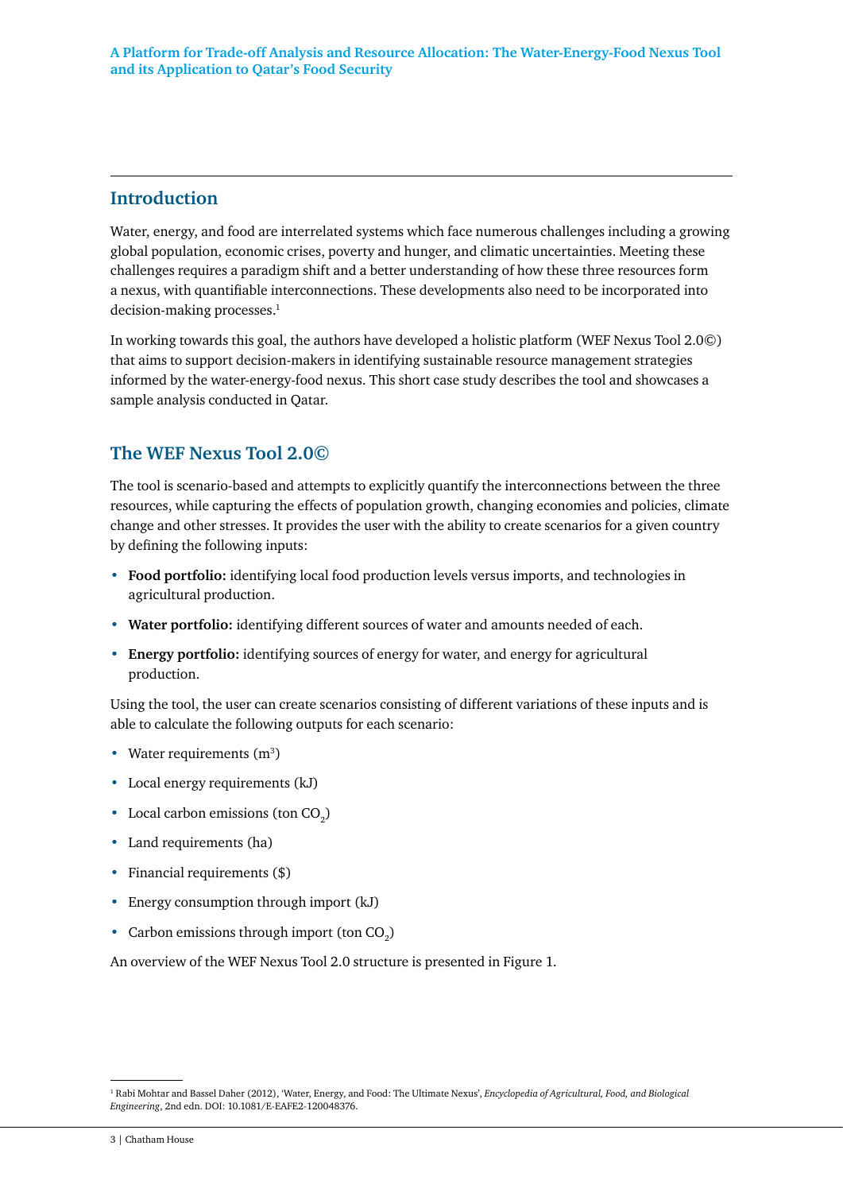## Introduction

Water, energy, and food are interrelated systems which face numerous challenges including a growing global population, economic crises, poverty and hunger, and climatic uncertainties. Meeting these challenges requires a paradigm shift and a better understanding of how these three resources form a nexus, with quantifiable interconnections. These developments also need to be incorporated into decision-making processes.[1]

In working towards this goal, the authors have developed a holistic platform (WEF Nexus Tool 2.0©) that aims to support decision-makers in identifying sustainable resource management strategies informed by the water-energy-food nexus. This short case study describes the tool and showcases a sample analysis conducted in Qatar.

## The WEF Nexus Tool 2.0©

The tool is scenario-based and attempts to explicitly quantify the interconnections between the three resources, while capturing the effects of population growth, changing economies and policies, climate change and other stresses. It provides the user with the ability to create scenarios for a given country by defining the following inputs:

- **Food portfolio:** identifying local food production levels versus imports, and technologies in agricultural production.
- **Water portfolio:** identifying different sources of water and amounts needed of each.
- **Energy portfolio:** identifying sources of energy for water, and energy for agricultural production.

Using the tool, the user can create scenarios consisting of different variations of these inputs and is able to calculate the following outputs for each scenario:

- Water requirements ($m^3$)
- Local energy requirements (kJ)
- Local carbon emissions (ton $CO_2$)
- Land requirements (ha)
- Financial requirements ($)
- Energy consumption through import (kJ)
- Carbon emissions through import (ton $CO_2$)

An overview of the WEF Nexus Tool 2.0 structure is presented in Figure 1.

[1] Rabi Mohtar and Bassel Daher (2012), 'Water, Energy, and Food: The Ultimate Nexus', *Encyclopedia of Agricultural, Food, and Biological Engineering*, 2nd edn. DOI: 10.1081/E-EAFE2-120048376.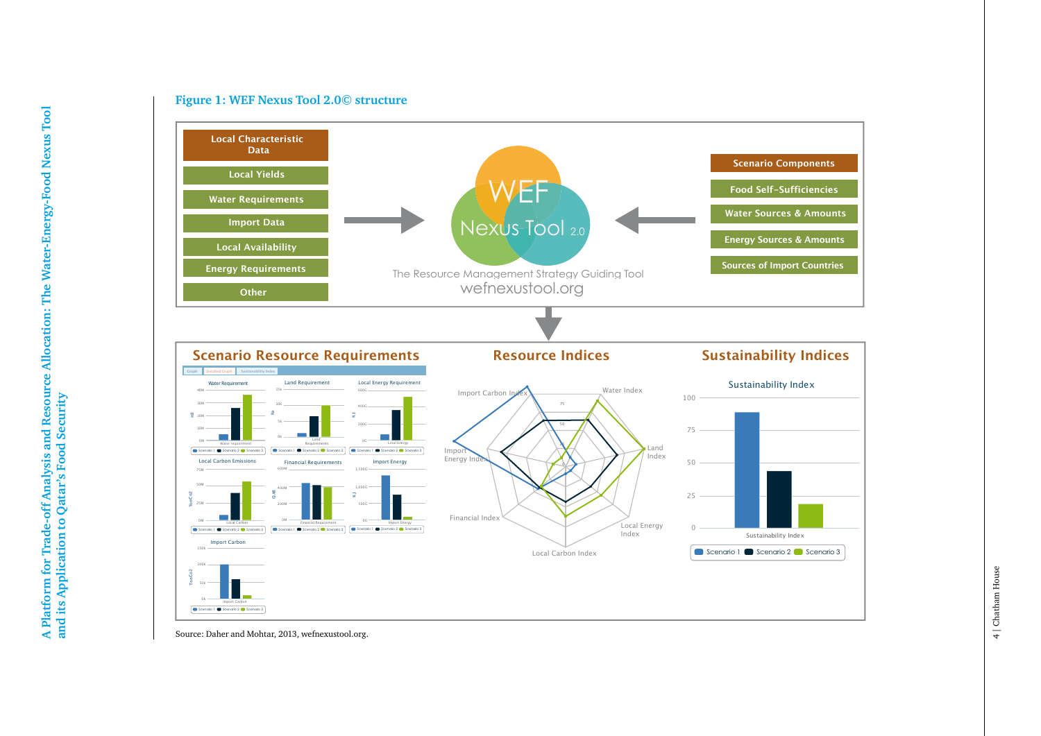**Figure 1: WEF Nexus Tool 2.0© structure**

Local Characteristic Data

- Local Yields
- Water Requirements
- Import Data
- Local Availability
- Energy Requirements
- Other

WEF Nexus Tool 2.0

The Resource Management Strategy Guiding Tool

wefnexustool.org

Scenario Components

- Food Self-Sufficiencies
- Water Sources & Amounts
- Energy Sources & Amounts
- Sources of Import Countries

Scenario Resource Requirements

Resource Indices

Sustainability Indices

Source: Daher and Mohtar, 2013, wefnexustool.org.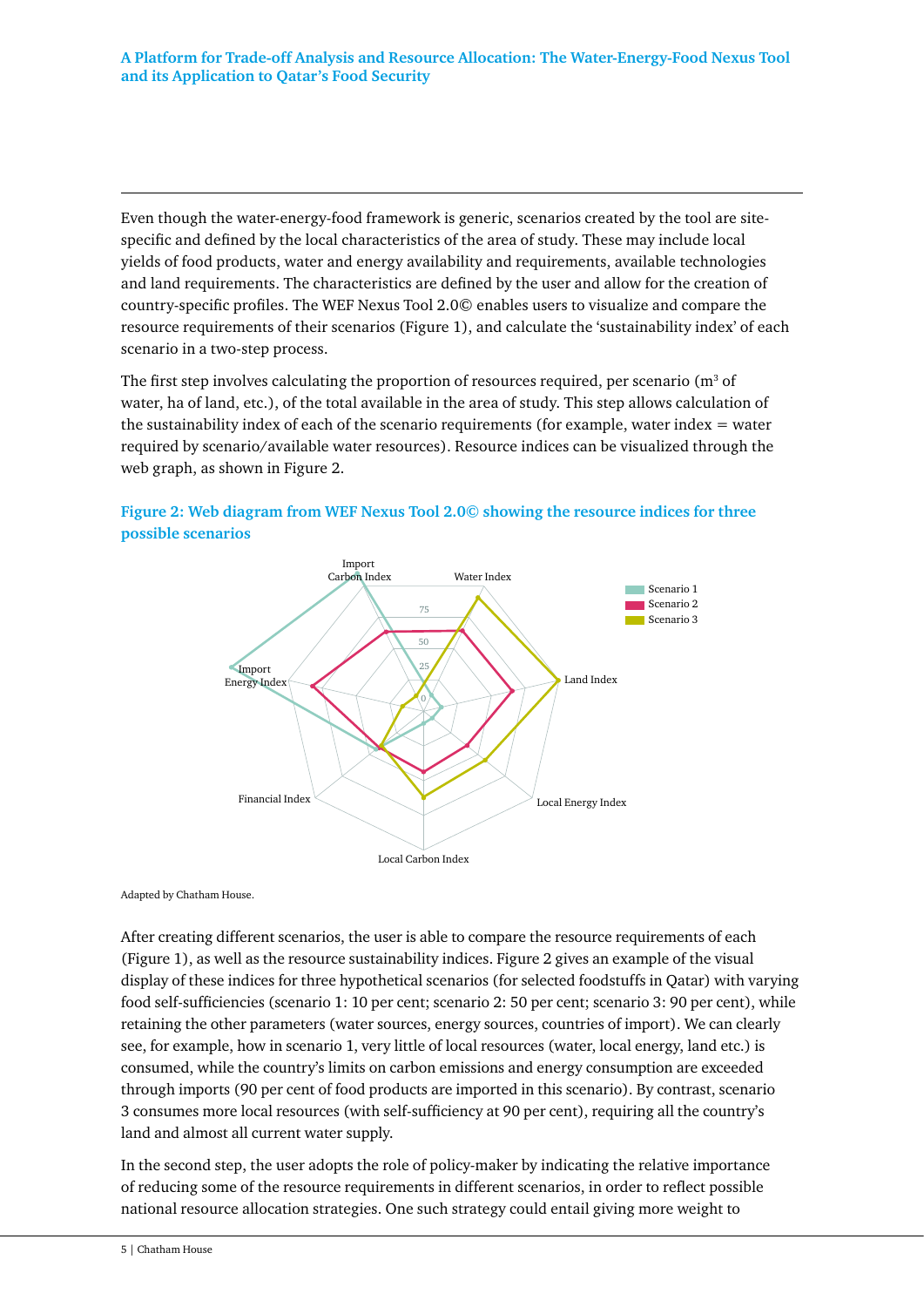Even though the water-energy-food framework is generic, scenarios created by the tool are site-specific and defined by the local characteristics of the area of study. These may include local yields of food products, water and energy availability and requirements, available technologies and land requirements. The characteristics are defined by the user and allow for the creation of country-specific profiles. The WEF Nexus Tool 2.0© enables users to visualize and compare the resource requirements of their scenarios (Figure 1), and calculate the 'sustainability index' of each scenario in a two-step process.

The first step involves calculating the proportion of resources required, per scenario ($m^3$ of water, ha of land, etc.), of the total available in the area of study. This step allows calculation of the sustainability index of each of the scenario requirements (for example, water index = water required by scenario/available water resources). Resource indices can be visualized through the web graph, as shown in Figure 2.

**Figure 2: Web diagram from WEF Nexus Tool 2.0© showing the resource indices for three possible scenarios**

Adapted by Chatham House.

After creating different scenarios, the user is able to compare the resource requirements of each (Figure 1), as well as the resource sustainability indices. Figure 2 gives an example of the visual display of these indices for three hypothetical scenarios (for selected foodstuffs in Qatar) with varying food self-sufficiencies (scenario 1: 10 per cent; scenario 2: 50 per cent; scenario 3: 90 per cent), while retaining the other parameters (water sources, energy sources, countries of import). We can clearly see, for example, how in scenario 1, very little of local resources (water, local energy, land etc.) is consumed, while the country's limits on carbon emissions and energy consumption are exceeded through imports (90 per cent of food products are imported in this scenario). By contrast, scenario 3 consumes more local resources (with self-sufficiency at 90 per cent), requiring all the country's land and almost all current water supply.

In the second step, the user adopts the role of policy-maker by indicating the relative importance of reducing some of the resource requirements in different scenarios, in order to reflect possible national resource allocation strategies. One such strategy could entail giving more weight to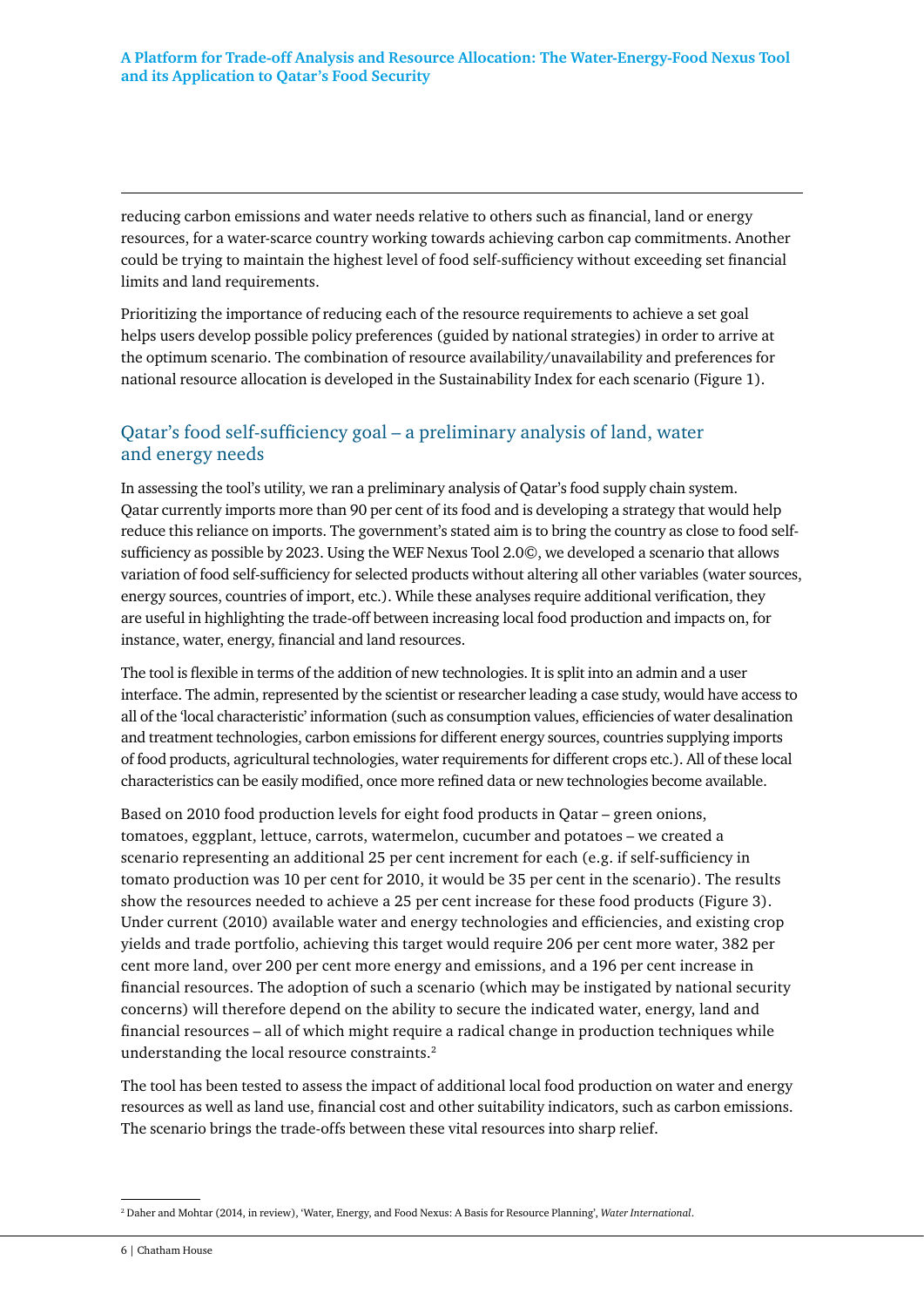reducing carbon emissions and water needs relative to others such as financial, land or energy resources, for a water-scarce country working towards achieving carbon cap commitments. Another could be trying to maintain the highest level of food self-sufficiency without exceeding set financial limits and land requirements.

Prioritizing the importance of reducing each of the resource requirements to achieve a set goal helps users develop possible policy preferences (guided by national strategies) in order to arrive at the optimum scenario. The combination of resource availability/unavailability and preferences for national resource allocation is developed in the Sustainability Index for each scenario (Figure 1).

## Qatar's food self-sufficiency goal – a preliminary analysis of land, water and energy needs

In assessing the tool's utility, we ran a preliminary analysis of Qatar's food supply chain system. Qatar currently imports more than 90 per cent of its food and is developing a strategy that would help reduce this reliance on imports. The government's stated aim is to bring the country as close to food self-sufficiency as possible by 2023. Using the WEF Nexus Tool 2.0©, we developed a scenario that allows variation of food self-sufficiency for selected products without altering all other variables (water sources, energy sources, countries of import, etc.). While these analyses require additional verification, they are useful in highlighting the trade-off between increasing local food production and impacts on, for instance, water, energy, financial and land resources.

The tool is flexible in terms of the addition of new technologies. It is split into an admin and a user interface. The admin, represented by the scientist or researcher leading a case study, would have access to all of the 'local characteristic' information (such as consumption values, efficiencies of water desalination and treatment technologies, carbon emissions for different energy sources, countries supplying imports of food products, agricultural technologies, water requirements for different crops etc.). All of these local characteristics can be easily modified, once more refined data or new technologies become available.

Based on 2010 food production levels for eight food products in Qatar – green onions, tomatoes, eggplant, lettuce, carrots, watermelon, cucumber and potatoes – we created a scenario representing an additional 25 per cent increment for each (e.g. if self-sufficiency in tomato production was 10 per cent for 2010, it would be 35 per cent in the scenario). The results show the resources needed to achieve a 25 per cent increase for these food products (Figure 3). Under current (2010) available water and energy technologies and efficiencies, and existing crop yields and trade portfolio, achieving this target would require 206 per cent more water, 382 per cent more land, over 200 per cent more energy and emissions, and a 196 per cent increase in financial resources. The adoption of such a scenario (which may be instigated by national security concerns) will therefore depend on the ability to secure the indicated water, energy, land and financial resources – all of which might require a radical change in production techniques while understanding the local resource constraints.[2]

The tool has been tested to assess the impact of additional local food production on water and energy resources as well as land use, financial cost and other suitability indicators, such as carbon emissions. The scenario brings the trade-offs between these vital resources into sharp relief.

---

[2] Daher and Mohtar (2014, in review), 'Water, Energy, and Food Nexus: A Basis for Resource Planning', *Water International*.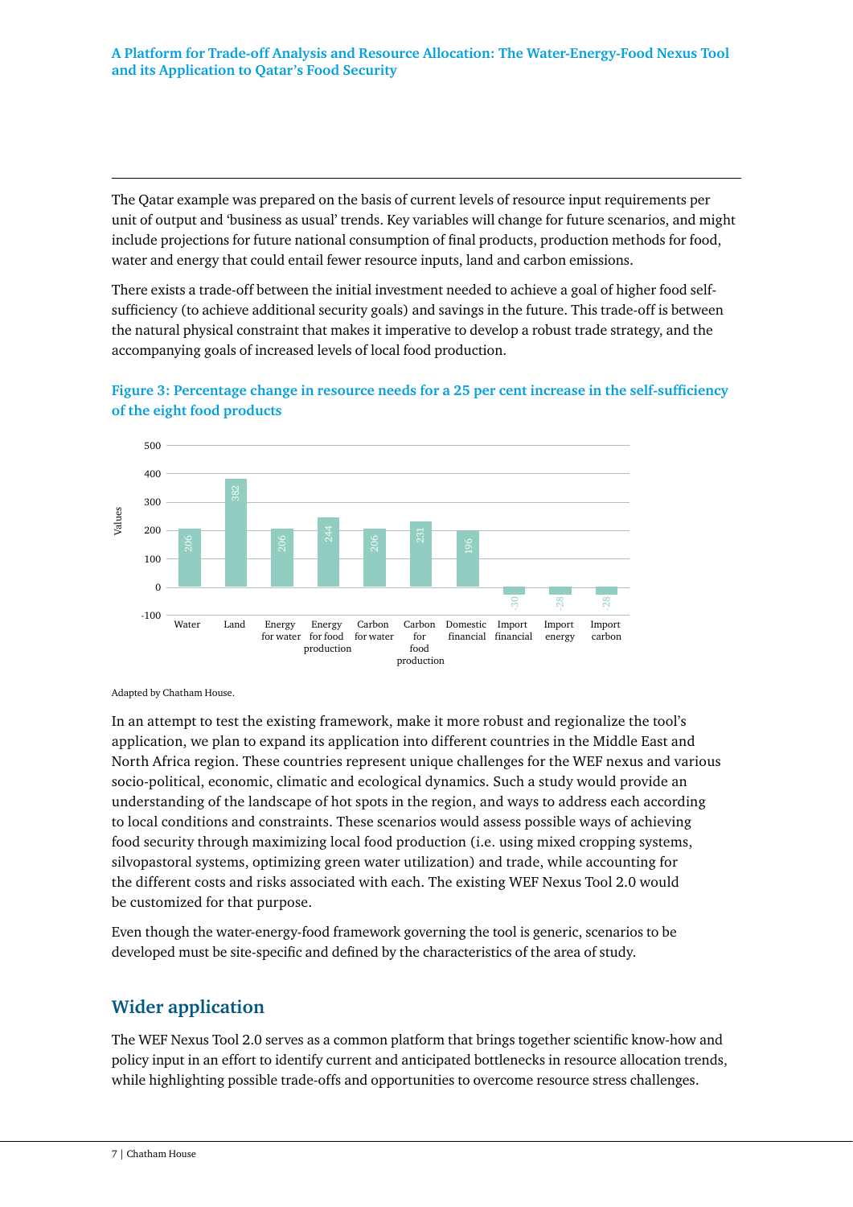The Qatar example was prepared on the basis of current levels of resource input requirements per unit of output and 'business as usual' trends. Key variables will change for future scenarios, and might include projections for future national consumption of final products, production methods for food, water and energy that could entail fewer resource inputs, land and carbon emissions.

There exists a trade-off between the initial investment needed to achieve a goal of higher food self-sufficiency (to achieve additional security goals) and savings in the future. This trade-off is between the natural physical constraint that makes it imperative to develop a robust trade strategy, and the accompanying goals of increased levels of local food production.

**Figure 3: Percentage change in resource needs for a 25 per cent increase in the self-sufficiency of the eight food products**

| | Values |
|---|---|
| Water | 206 |
| Land | 382 |
| Energy for water | 206 |
| Energy for food production | 244 |
| Carbon for water | 206 |
| Carbon for food production | 231 |
| Domestic financial | 196 |
| Import financial | -30 |
| Import energy | -28 |
| Import carbon | -28 |

Adapted by Chatham House.

In an attempt to test the existing framework, make it more robust and regionalize the tool's application, we plan to expand its application into different countries in the Middle East and North Africa region. These countries represent unique challenges for the WEF nexus and various socio-political, economic, climatic and ecological dynamics. Such a study would provide an understanding of the landscape of hot spots in the region, and ways to address each according to local conditions and constraints. These scenarios would assess possible ways of achieving food security through maximizing local food production (i.e. using mixed cropping systems, silvopastoral systems, optimizing green water utilization) and trade, while accounting for the different costs and risks associated with each. The existing WEF Nexus Tool 2.0 would be customized for that purpose.

Even though the water-energy-food framework governing the tool is generic, scenarios to be developed must be site-specific and defined by the characteristics of the area of study.

## Wider application

The WEF Nexus Tool 2.0 serves as a common platform that brings together scientific know-how and policy input in an effort to identify current and anticipated bottlenecks in resource allocation trends, while highlighting possible trade-offs and opportunities to overcome resource stress challenges.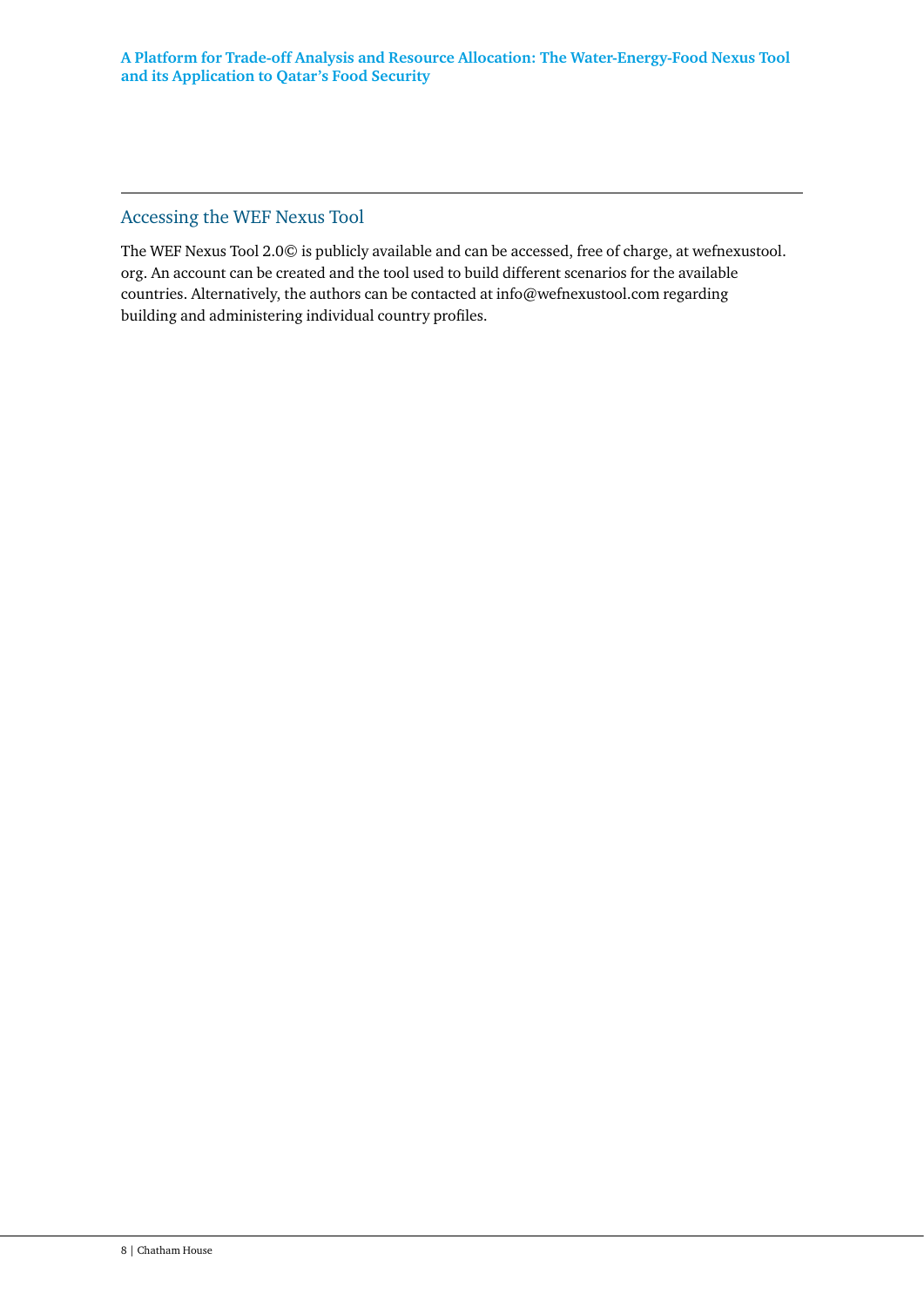## Accessing the WEF Nexus Tool

The WEF Nexus Tool 2.0© is publicly available and can be accessed, free of charge, at wefnexustool.org. An account can be created and the tool used to build different scenarios for the available countries. Alternatively, the authors can be contacted at info@wefnexustool.com regarding building and administering individual country profiles.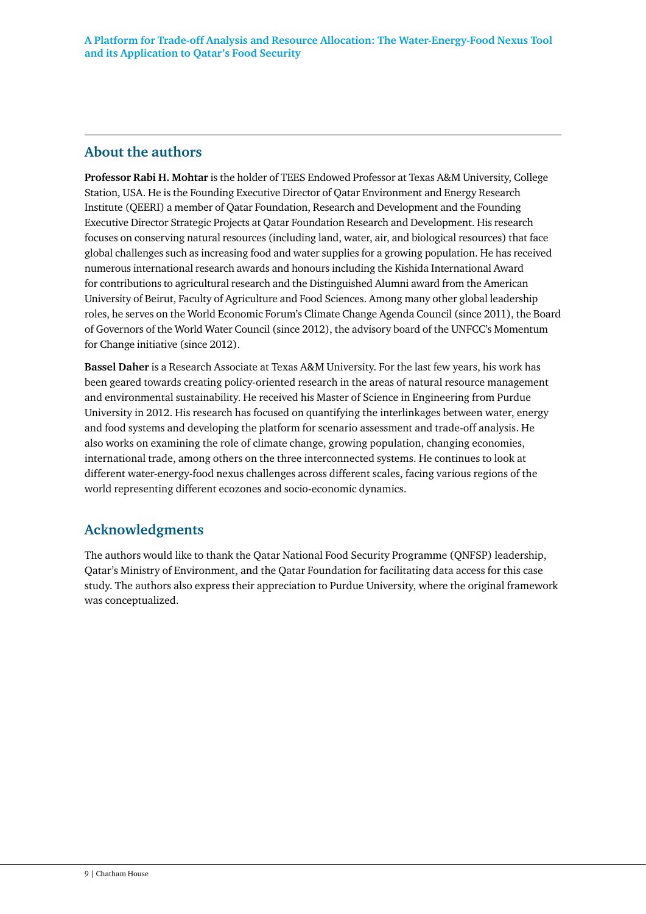## About the authors

**Professor Rabi H. Mohtar** is the holder of TEES Endowed Professor at Texas A&M University, College Station, USA. He is the Founding Executive Director of Qatar Environment and Energy Research Institute (QEERI) a member of Qatar Foundation, Research and Development and the Founding Executive Director Strategic Projects at Qatar Foundation Research and Development. His research focuses on conserving natural resources (including land, water, air, and biological resources) that face global challenges such as increasing food and water supplies for a growing population. He has received numerous international research awards and honours including the Kishida International Award for contributions to agricultural research and the Distinguished Alumni award from the American University of Beirut, Faculty of Agriculture and Food Sciences. Among many other global leadership roles, he serves on the World Economic Forum's Climate Change Agenda Council (since 2011), the Board of Governors of the World Water Council (since 2012), the advisory board of the UNFCC's Momentum for Change initiative (since 2012).

**Bassel Daher** is a Research Associate at Texas A&M University. For the last few years, his work has been geared towards creating policy-oriented research in the areas of natural resource management and environmental sustainability. He received his Master of Science in Engineering from Purdue University in 2012. His research has focused on quantifying the interlinkages between water, energy and food systems and developing the platform for scenario assessment and trade-off analysis. He also works on examining the role of climate change, growing population, changing economies, international trade, among others on the three interconnected systems. He continues to look at different water-energy-food nexus challenges across different scales, facing various regions of the world representing different ecozones and socio-economic dynamics.

## Acknowledgments

The authors would like to thank the Qatar National Food Security Programme (QNFSP) leadership, Qatar's Ministry of Environment, and the Qatar Foundation for facilitating data access for this case study. The authors also express their appreciation to Purdue University, where the original framework was conceptualized.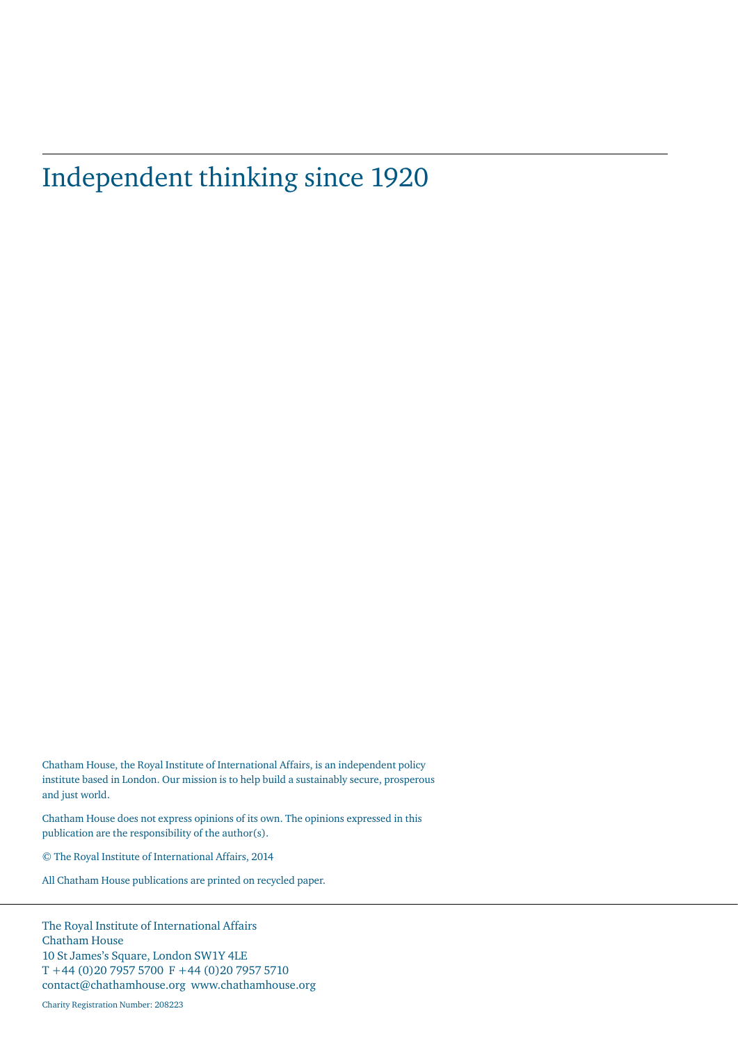# Independent thinking since 1920

Chatham House, the Royal Institute of International Affairs, is an independent policy institute based in London. Our mission is to help build a sustainably secure, prosperous and just world.

Chatham House does not express opinions of its own. The opinions expressed in this publication are the responsibility of the author(s).

© The Royal Institute of International Affairs, 2014

All Chatham House publications are printed on recycled paper.

The Royal Institute of International Affairs
Chatham House
10 St James's Square, London SW1Y 4LE
T +44 (0)20 7957 5700 F +44 (0)20 7957 5710
contact@chathamhouse.org www.chathamhouse.org

Charity Registration Number: 208223